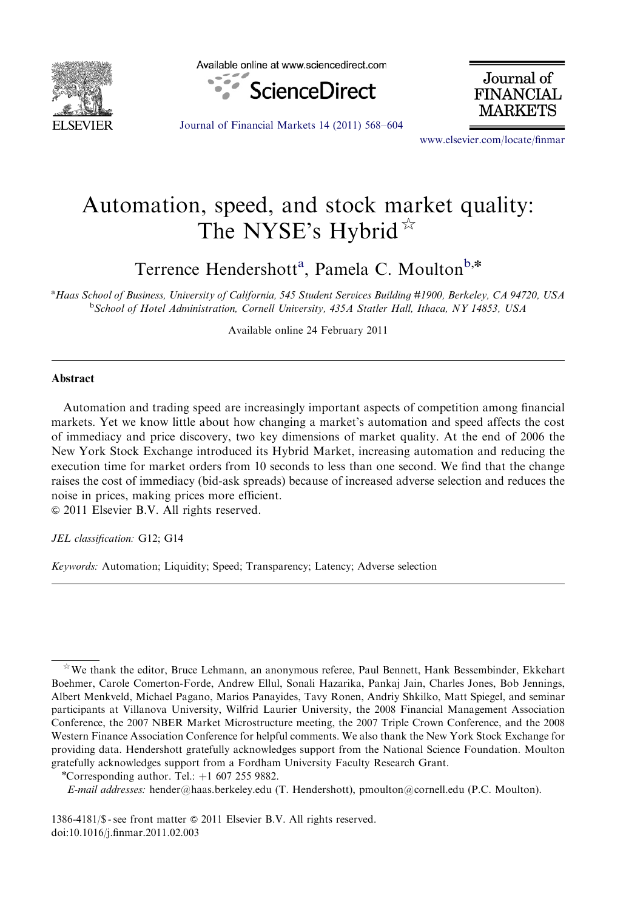# Automation, speed, and stock market quality: The NYSE's Hybrid ☆

Terrence Hendershott[a], Pamela C. Moulton[b,*]

[a]Haas School of Business, University of California, 545 Student Services Building #1900, Berkeley, CA 94720, USA

[b]School of Hotel Administration, Cornell University, 435A Statler Hall, Ithaca, NY 14853, USA

Available online 24 February 2011

## Abstract

Automation and trading speed are increasingly important aspects of competition among financial markets. Yet we know little about how changing a market's automation and speed affects the cost of immediacy and price discovery, two key dimensions of market quality. At the end of 2006 the New York Stock Exchange introduced its Hybrid Market, increasing automation and reducing the execution time for market orders from 10 seconds to less than one second. We find that the change raises the cost of immediacy (bid-ask spreads) because of increased adverse selection and reduces the noise in prices, making prices more efficient.

© 2011 Elsevier B.V. All rights reserved.

*JEL classification:* G12; G14

*Keywords:* Automation; Liquidity; Speed; Transparency; Latency; Adverse selection

---

☆We thank the editor, Bruce Lehmann, an anonymous referee, Paul Bennett, Hank Bessembinder, Ekkehart Boehmer, Carole Comerton-Forde, Andrew Ellul, Sonali Hazarika, Pankaj Jain, Charles Jones, Bob Jennings, Albert Menkveld, Michael Pagano, Marios Panayides, Tavy Ronen, Andriy Shkilko, Matt Spiegel, and seminar participants at Villanova University, Wilfrid Laurier University, the 2008 Financial Management Association Conference, the 2007 NBER Market Microstructure meeting, the 2007 Triple Crown Conference, and the 2008 Western Finance Association Conference for helpful comments. We also thank the New York Stock Exchange for providing data. Hendershott gratefully acknowledges support from the National Science Foundation. Moulton gratefully acknowledges support from a Fordham University Faculty Research Grant.

*Corresponding author. Tel.: +1 607 255 9882.

*E-mail addresses:* hender@haas.berkeley.edu (T. Hendershott), pmoulton@cornell.edu (P.C. Moulton).

1386-4181/$ - see front matter © 2011 Elsevier B.V. All rights reserved.
doi:10.1016/j.finmar.2011.02.003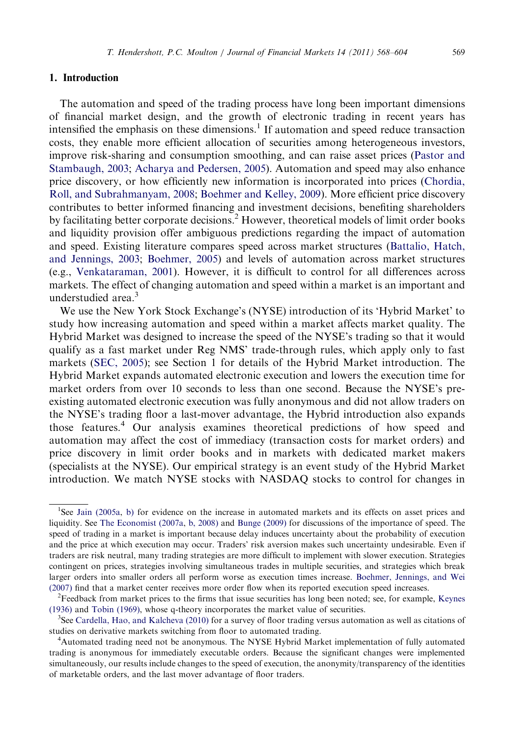## 1. Introduction

The automation and speed of the trading process have long been important dimensions of financial market design, and the growth of electronic trading in recent years has intensified the emphasis on these dimensions.[1] If automation and speed reduce transaction costs, they enable more efficient allocation of securities among heterogeneous investors, improve risk-sharing and consumption smoothing, and can raise asset prices (Pastor and Stambaugh, 2003; Acharya and Pedersen, 2005). Automation and speed may also enhance price discovery, or how efficiently new information is incorporated into prices (Chordia, Roll, and Subrahmanyam, 2008; Boehmer and Kelley, 2009). More efficient price discovery contributes to better informed financing and investment decisions, benefiting shareholders by facilitating better corporate decisions.[2] However, theoretical models of limit order books and liquidity provision offer ambiguous predictions regarding the impact of automation and speed. Existing literature compares speed across market structures (Battalio, Hatch, and Jennings, 2003; Boehmer, 2005) and levels of automation across market structures (e.g., Venkataraman, 2001). However, it is difficult to control for all differences across markets. The effect of changing automation and speed within a market is an important and understudied area.[3]

We use the New York Stock Exchange's (NYSE) introduction of its 'Hybrid Market' to study how increasing automation and speed within a market affects market quality. The Hybrid Market was designed to increase the speed of the NYSE's trading so that it would qualify as a fast market under Reg NMS' trade-through rules, which apply only to fast markets (SEC, 2005); see Section 1 for details of the Hybrid Market introduction. The Hybrid Market expands automated electronic execution and lowers the execution time for market orders from over 10 seconds to less than one second. Because the NYSE's pre-existing automated electronic execution was fully anonymous and did not allow traders on the NYSE's trading floor a last-mover advantage, the Hybrid introduction also expands those features.[4] Our analysis examines theoretical predictions of how speed and automation may affect the cost of immediacy (transaction costs for market orders) and price discovery in limit order books and in markets with dedicated market makers (specialists at the NYSE). Our empirical strategy is an event study of the Hybrid Market introduction. We match NYSE stocks with NASDAQ stocks to control for changes in

---

[1] See Jain (2005a, b) for evidence on the increase in automated markets and its effects on asset prices and liquidity. See The Economist (2007a, b, 2008) and Bunge (2009) for discussions of the importance of speed. The speed of trading in a market is important because delay induces uncertainty about the probability of execution and the price at which execution may occur. Traders' risk aversion makes such uncertainty undesirable. Even if traders are risk neutral, many trading strategies are more difficult to implement with slower execution. Strategies contingent on prices, strategies involving simultaneous trades in multiple securities, and strategies which break larger orders into smaller orders all perform worse as execution times increase. Boehmer, Jennings, and Wei (2007) find that a market center receives more order flow when its reported execution speed increases.

[2] Feedback from market prices to the firms that issue securities has long been noted; see, for example, Keynes (1936) and Tobin (1969), whose q-theory incorporates the market value of securities.

[3] See Cardella, Hao, and Kalcheva (2010) for a survey of floor trading versus automation as well as citations of studies on derivative markets switching from floor to automated trading.

[4] Automated trading need not be anonymous. The NYSE Hybrid Market implementation of fully automated trading is anonymous for immediately executable orders. Because the significant changes were implemented simultaneously, our results include changes to the speed of execution, the anonymity/transparency of the identities of marketable orders, and the last mover advantage of floor traders.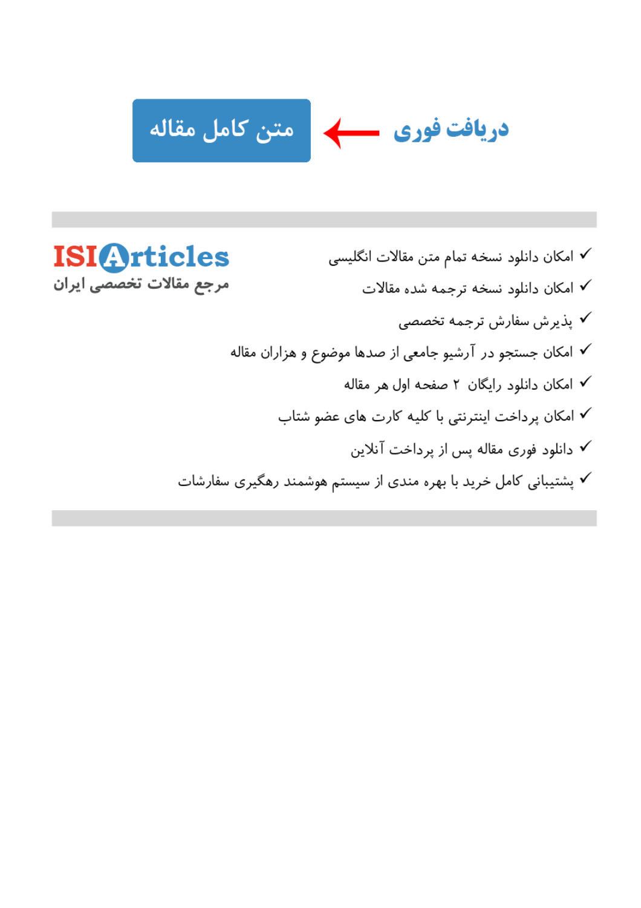دریافت فوری ← متن کامل مقاله

ISIArticles
مرجع مقالات تخصصی ایران

- ✓ امکان دانلود نسخه تمام متن مقالات انگلیسی
- ✓ امکان دانلود نسخه ترجمه شده مقالات
- ✓ پذیرش سفارش ترجمه تخصصی
- ✓ امکان جستجو در آرشیو جامعی از صدها موضوع و هزاران مقاله
- ✓ امکان دانلود رایگان ۲ صفحه اول هر مقاله
- ✓ امکان پرداخت اینترنتی با کلیه کارت های عضو شتاب
- ✓ دانلود فوری مقاله پس از پرداخت آنلاین
- ✓ پشتیبانی کامل خرید با بهره مندی از سیستم هوشمند رهگیری سفارشات